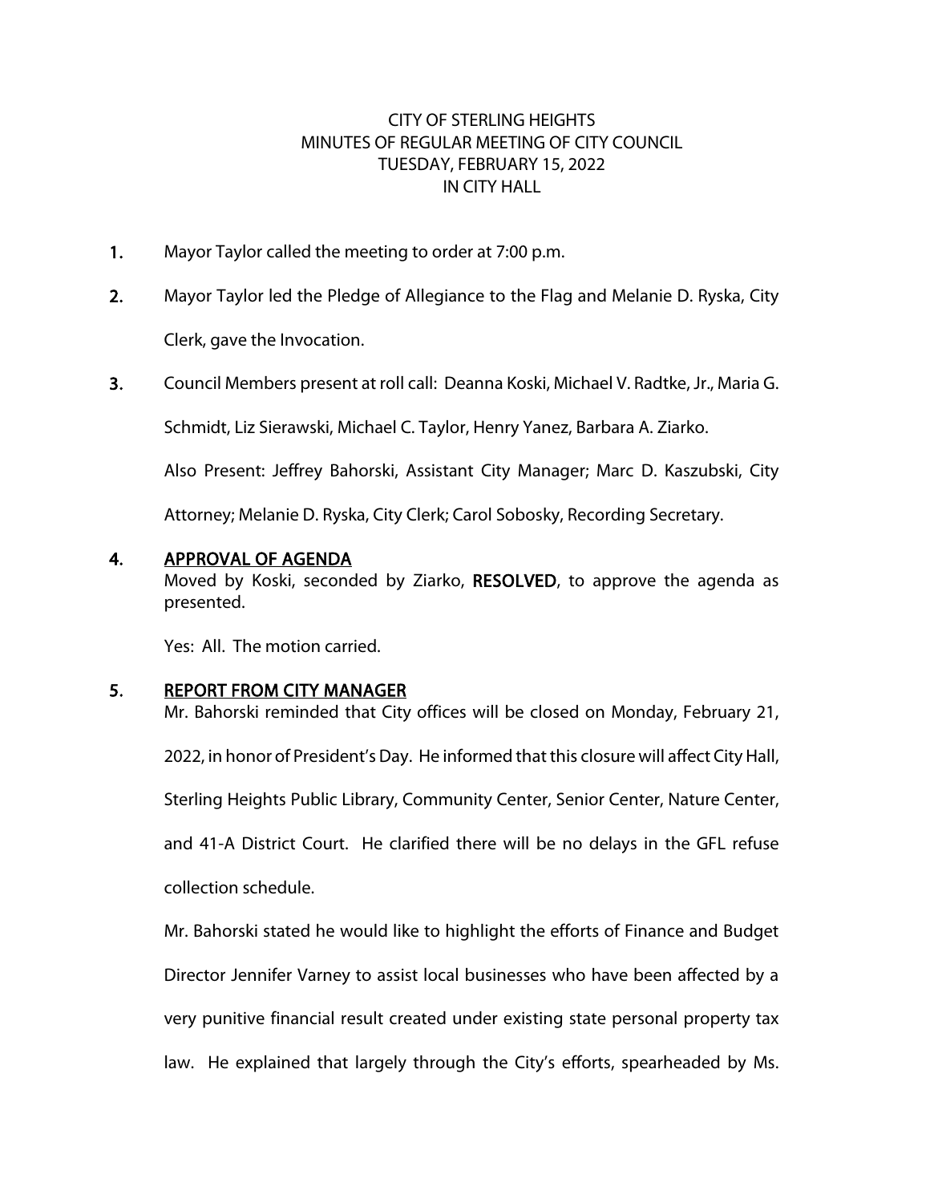CITY OF STERLING HEIGHTS
MINUTES OF REGULAR MEETING OF CITY COUNCIL
TUESDAY, FEBRUARY 15, 2022
IN CITY HALL

1. Mayor Taylor called the meeting to order at 7:00 p.m.

2. Mayor Taylor led the Pledge of Allegiance to the Flag and Melanie D. Ryska, City Clerk, gave the Invocation.

3. Council Members present at roll call: Deanna Koski, Michael V. Radtke, Jr., Maria G. Schmidt, Liz Sierawski, Michael C. Taylor, Henry Yanez, Barbara A. Ziarko.

   Also Present: Jeffrey Bahorski, Assistant City Manager; Marc D. Kaszubski, City Attorney; Melanie D. Ryska, City Clerk; Carol Sobosky, Recording Secretary.

4. **APPROVAL OF AGENDA**

   Moved by Koski, seconded by Ziarko, **RESOLVED**, to approve the agenda as presented.

   Yes: All. The motion carried.

5. **REPORT FROM CITY MANAGER**

   Mr. Bahorski reminded that City offices will be closed on Monday, February 21, 2022, in honor of President's Day. He informed that this closure will affect City Hall, Sterling Heights Public Library, Community Center, Senior Center, Nature Center, and 41-A District Court. He clarified there will be no delays in the GFL refuse collection schedule.

   Mr. Bahorski stated he would like to highlight the efforts of Finance and Budget Director Jennifer Varney to assist local businesses who have been affected by a very punitive financial result created under existing state personal property tax law. He explained that largely through the City's efforts, spearheaded by Ms.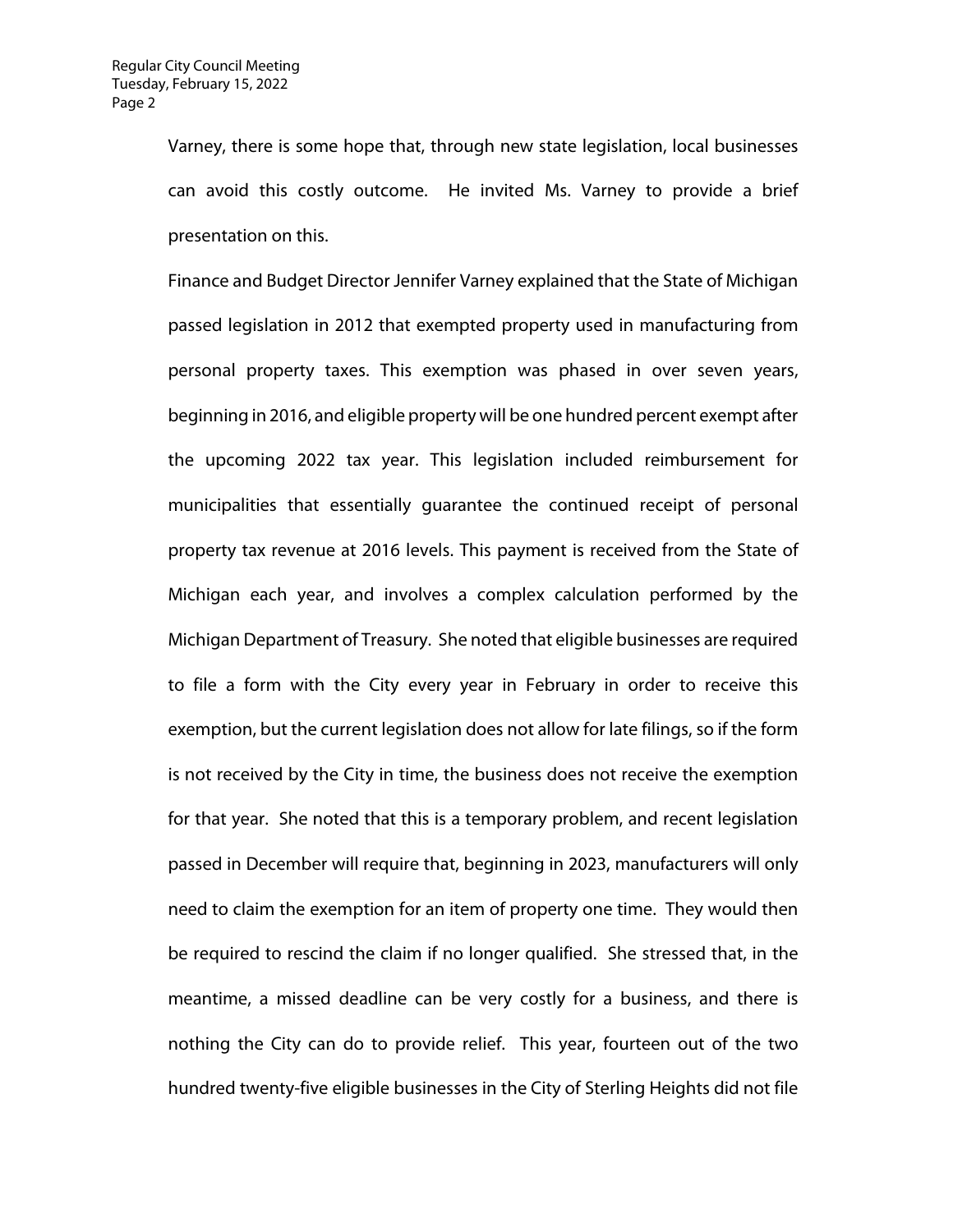Varney, there is some hope that, through new state legislation, local businesses can avoid this costly outcome. He invited Ms. Varney to provide a brief presentation on this.

Finance and Budget Director Jennifer Varney explained that the State of Michigan passed legislation in 2012 that exempted property used in manufacturing from personal property taxes. This exemption was phased in over seven years, beginning in 2016, and eligible property will be one hundred percent exempt after the upcoming 2022 tax year. This legislation included reimbursement for municipalities that essentially guarantee the continued receipt of personal property tax revenue at 2016 levels. This payment is received from the State of Michigan each year, and involves a complex calculation performed by the Michigan Department of Treasury. She noted that eligible businesses are required to file a form with the City every year in February in order to receive this exemption, but the current legislation does not allow for late filings, so if the form is not received by the City in time, the business does not receive the exemption for that year. She noted that this is a temporary problem, and recent legislation passed in December will require that, beginning in 2023, manufacturers will only need to claim the exemption for an item of property one time. They would then be required to rescind the claim if no longer qualified. She stressed that, in the meantime, a missed deadline can be very costly for a business, and there is nothing the City can do to provide relief. This year, fourteen out of the two hundred twenty-five eligible businesses in the City of Sterling Heights did not file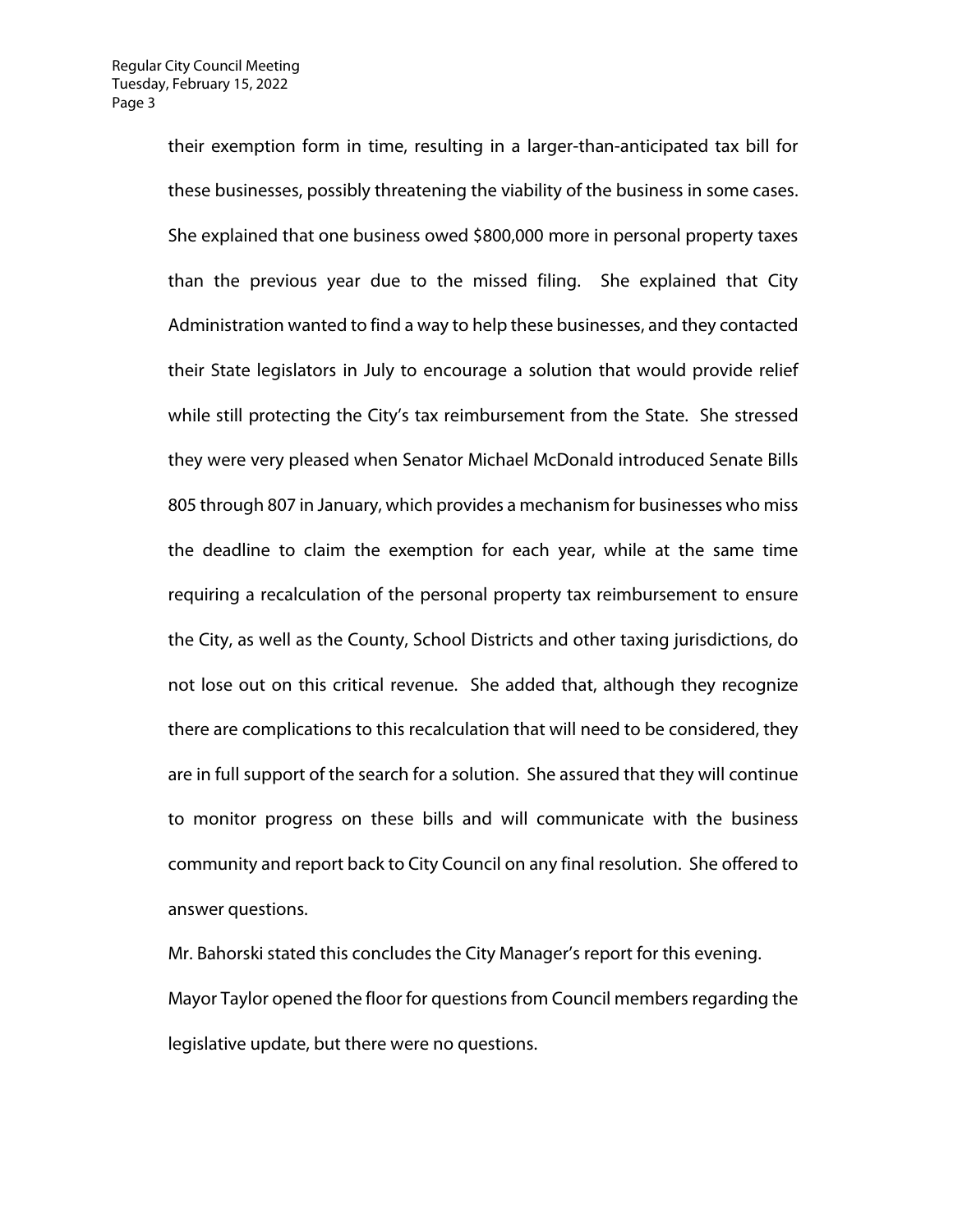their exemption form in time, resulting in a larger-than-anticipated tax bill for these businesses, possibly threatening the viability of the business in some cases. She explained that one business owed $800,000 more in personal property taxes than the previous year due to the missed filing. She explained that City Administration wanted to find a way to help these businesses, and they contacted their State legislators in July to encourage a solution that would provide relief while still protecting the City's tax reimbursement from the State. She stressed they were very pleased when Senator Michael McDonald introduced Senate Bills 805 through 807 in January, which provides a mechanism for businesses who miss the deadline to claim the exemption for each year, while at the same time requiring a recalculation of the personal property tax reimbursement to ensure the City, as well as the County, School Districts and other taxing jurisdictions, do not lose out on this critical revenue. She added that, although they recognize there are complications to this recalculation that will need to be considered, they are in full support of the search for a solution. She assured that they will continue to monitor progress on these bills and will communicate with the business community and report back to City Council on any final resolution. She offered to answer questions.

Mr. Bahorski stated this concludes the City Manager's report for this evening.

Mayor Taylor opened the floor for questions from Council members regarding the legislative update, but there were no questions.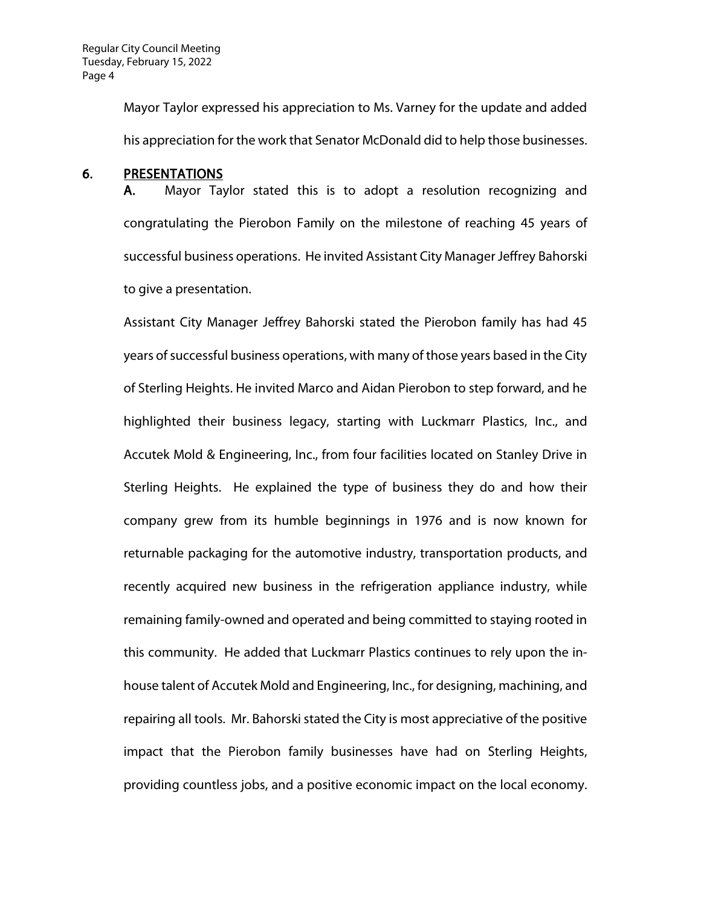Mayor Taylor expressed his appreciation to Ms. Varney for the update and added his appreciation for the work that Senator McDonald did to help those businesses.

## 6. PRESENTATIONS

**A.** Mayor Taylor stated this is to adopt a resolution recognizing and congratulating the Pierobon Family on the milestone of reaching 45 years of successful business operations. He invited Assistant City Manager Jeffrey Bahorski to give a presentation.

Assistant City Manager Jeffrey Bahorski stated the Pierobon family has had 45 years of successful business operations, with many of those years based in the City of Sterling Heights. He invited Marco and Aidan Pierobon to step forward, and he highlighted their business legacy, starting with Luckmarr Plastics, Inc., and Accutek Mold & Engineering, Inc., from four facilities located on Stanley Drive in Sterling Heights. He explained the type of business they do and how their company grew from its humble beginnings in 1976 and is now known for returnable packaging for the automotive industry, transportation products, and recently acquired new business in the refrigeration appliance industry, while remaining family-owned and operated and being committed to staying rooted in this community. He added that Luckmarr Plastics continues to rely upon the in-house talent of Accutek Mold and Engineering, Inc., for designing, machining, and repairing all tools. Mr. Bahorski stated the City is most appreciative of the positive impact that the Pierobon family businesses have had on Sterling Heights, providing countless jobs, and a positive economic impact on the local economy.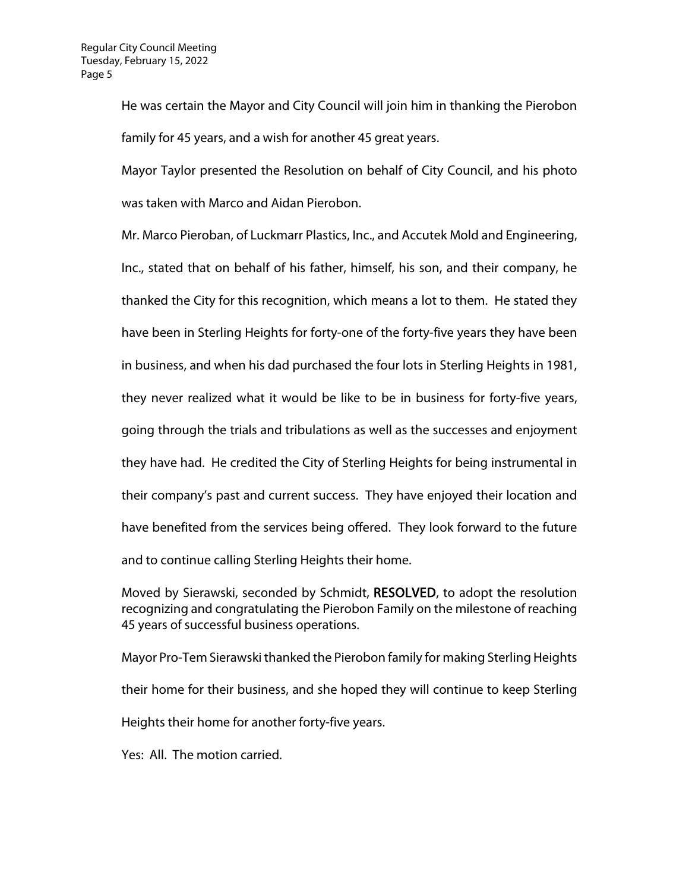He was certain the Mayor and City Council will join him in thanking the Pierobon family for 45 years, and a wish for another 45 great years.

Mayor Taylor presented the Resolution on behalf of City Council, and his photo was taken with Marco and Aidan Pierobon.

Mr. Marco Pieroban, of Luckmarr Plastics, Inc., and Accutek Mold and Engineering, Inc., stated that on behalf of his father, himself, his son, and their company, he thanked the City for this recognition, which means a lot to them. He stated they have been in Sterling Heights for forty-one of the forty-five years they have been in business, and when his dad purchased the four lots in Sterling Heights in 1981, they never realized what it would be like to be in business for forty-five years, going through the trials and tribulations as well as the successes and enjoyment they have had. He credited the City of Sterling Heights for being instrumental in their company's past and current success. They have enjoyed their location and have benefited from the services being offered. They look forward to the future and to continue calling Sterling Heights their home.

Moved by Sierawski, seconded by Schmidt, **RESOLVED**, to adopt the resolution recognizing and congratulating the Pierobon Family on the milestone of reaching 45 years of successful business operations.

Mayor Pro-Tem Sierawski thanked the Pierobon family for making Sterling Heights their home for their business, and she hoped they will continue to keep Sterling Heights their home for another forty-five years.

Yes: All. The motion carried.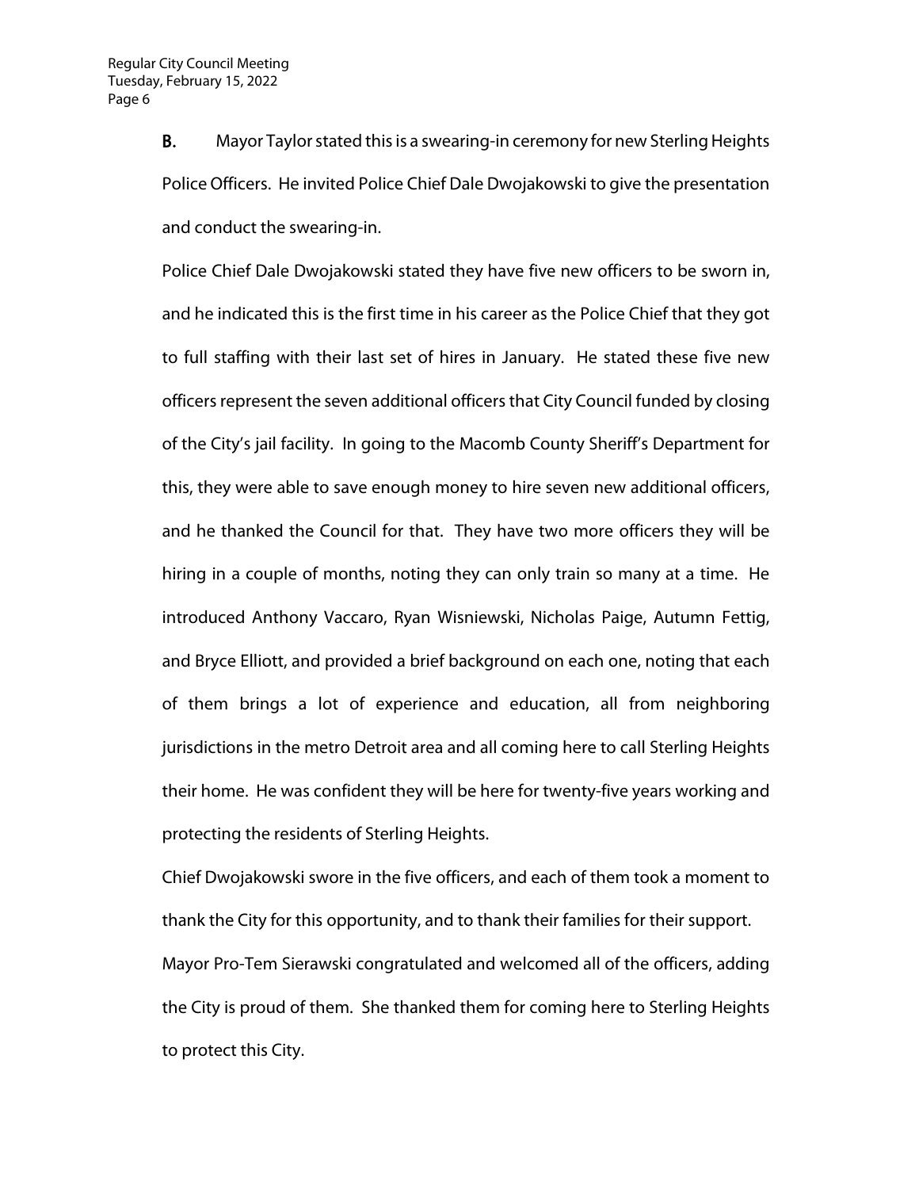**B.** Mayor Taylor stated this is a swearing-in ceremony for new Sterling Heights Police Officers. He invited Police Chief Dale Dwojakowski to give the presentation and conduct the swearing-in.

Police Chief Dale Dwojakowski stated they have five new officers to be sworn in, and he indicated this is the first time in his career as the Police Chief that they got to full staffing with their last set of hires in January. He stated these five new officers represent the seven additional officers that City Council funded by closing of the City's jail facility. In going to the Macomb County Sheriff's Department for this, they were able to save enough money to hire seven new additional officers, and he thanked the Council for that. They have two more officers they will be hiring in a couple of months, noting they can only train so many at a time. He introduced Anthony Vaccaro, Ryan Wisniewski, Nicholas Paige, Autumn Fettig, and Bryce Elliott, and provided a brief background on each one, noting that each of them brings a lot of experience and education, all from neighboring jurisdictions in the metro Detroit area and all coming here to call Sterling Heights their home. He was confident they will be here for twenty-five years working and protecting the residents of Sterling Heights.

Chief Dwojakowski swore in the five officers, and each of them took a moment to thank the City for this opportunity, and to thank their families for their support.

Mayor Pro-Tem Sierawski congratulated and welcomed all of the officers, adding the City is proud of them. She thanked them for coming here to Sterling Heights to protect this City.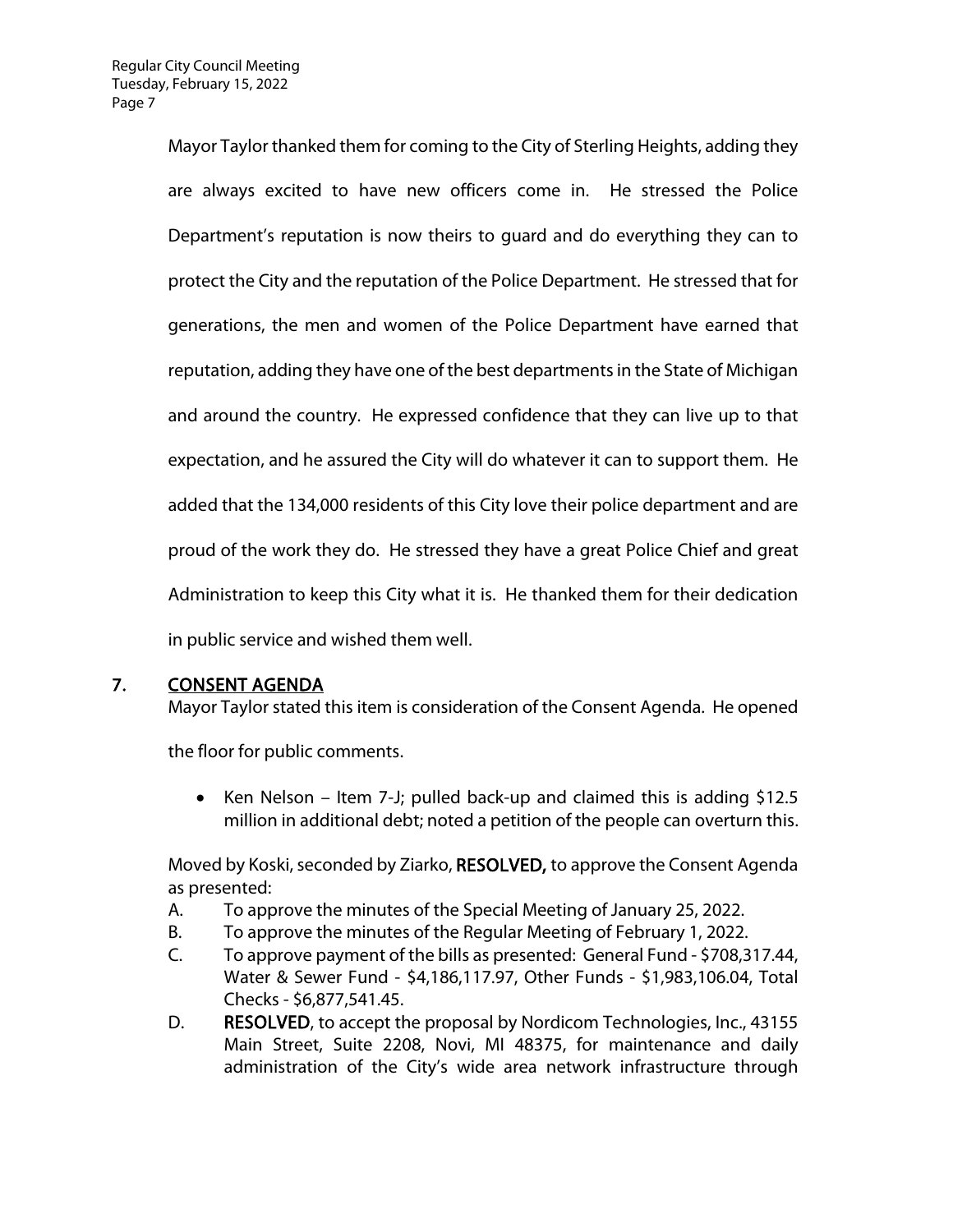Mayor Taylor thanked them for coming to the City of Sterling Heights, adding they are always excited to have new officers come in. He stressed the Police Department's reputation is now theirs to guard and do everything they can to protect the City and the reputation of the Police Department. He stressed that for generations, the men and women of the Police Department have earned that reputation, adding they have one of the best departments in the State of Michigan and around the country. He expressed confidence that they can live up to that expectation, and he assured the City will do whatever it can to support them. He added that the 134,000 residents of this City love their police department and are proud of the work they do. He stressed they have a great Police Chief and great Administration to keep this City what it is. He thanked them for their dedication in public service and wished them well.

## 7. CONSENT AGENDA

Mayor Taylor stated this item is consideration of the Consent Agenda. He opened the floor for public comments.

- Ken Nelson – Item 7-J; pulled back-up and claimed this is adding $12.5 million in additional debt; noted a petition of the people can overturn this.

Moved by Koski, seconded by Ziarko, **RESOLVED,** to approve the Consent Agenda as presented:

A. To approve the minutes of the Special Meeting of January 25, 2022.

B. To approve the minutes of the Regular Meeting of February 1, 2022.

C. To approve payment of the bills as presented: General Fund - $708,317.44, Water & Sewer Fund - $4,186,117.97, Other Funds - $1,983,106.04, Total Checks - $6,877,541.45.

D. **RESOLVED**, to accept the proposal by Nordicom Technologies, Inc., 43155 Main Street, Suite 2208, Novi, MI 48375, for maintenance and daily administration of the City's wide area network infrastructure through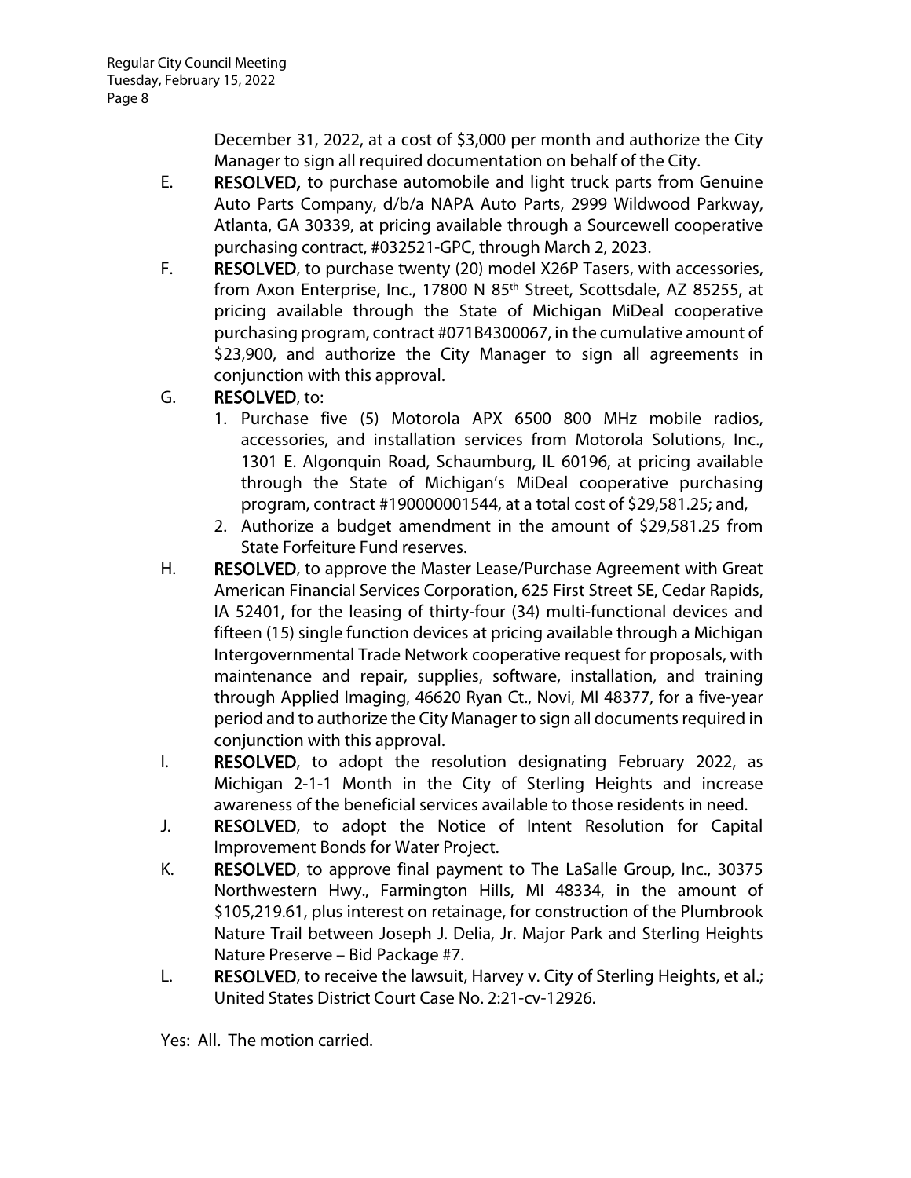December 31, 2022, at a cost of $3,000 per month and authorize the City Manager to sign all required documentation on behalf of the City.

E. **RESOLVED,** to purchase automobile and light truck parts from Genuine Auto Parts Company, d/b/a NAPA Auto Parts, 2999 Wildwood Parkway, Atlanta, GA 30339, at pricing available through a Sourcewell cooperative purchasing contract, #032521-GPC, through March 2, 2023.

F. **RESOLVED**, to purchase twenty (20) model X26P Tasers, with accessories, from Axon Enterprise, Inc., 17800 N 85th Street, Scottsdale, AZ 85255, at pricing available through the State of Michigan MiDeal cooperative purchasing program, contract #071B4300067, in the cumulative amount of $23,900, and authorize the City Manager to sign all agreements in conjunction with this approval.

G. **RESOLVED**, to:
   1. Purchase five (5) Motorola APX 6500 800 MHz mobile radios, accessories, and installation services from Motorola Solutions, Inc., 1301 E. Algonquin Road, Schaumburg, IL 60196, at pricing available through the State of Michigan's MiDeal cooperative purchasing program, contract #190000001544, at a total cost of $29,581.25; and,
   2. Authorize a budget amendment in the amount of $29,581.25 from State Forfeiture Fund reserves.

H. **RESOLVED**, to approve the Master Lease/Purchase Agreement with Great American Financial Services Corporation, 625 First Street SE, Cedar Rapids, IA 52401, for the leasing of thirty-four (34) multi-functional devices and fifteen (15) single function devices at pricing available through a Michigan Intergovernmental Trade Network cooperative request for proposals, with maintenance and repair, supplies, software, installation, and training through Applied Imaging, 46620 Ryan Ct., Novi, MI 48377, for a five-year period and to authorize the City Manager to sign all documents required in conjunction with this approval.

I. **RESOLVED**, to adopt the resolution designating February 2022, as Michigan 2-1-1 Month in the City of Sterling Heights and increase awareness of the beneficial services available to those residents in need.

J. **RESOLVED**, to adopt the Notice of Intent Resolution for Capital Improvement Bonds for Water Project.

K. **RESOLVED**, to approve final payment to The LaSalle Group, Inc., 30375 Northwestern Hwy., Farmington Hills, MI 48334, in the amount of $105,219.61, plus interest on retainage, for construction of the Plumbrook Nature Trail between Joseph J. Delia, Jr. Major Park and Sterling Heights Nature Preserve – Bid Package #7.

L. **RESOLVED**, to receive the lawsuit, Harvey v. City of Sterling Heights, et al.; United States District Court Case No. 2:21-cv-12926.

Yes: All. The motion carried.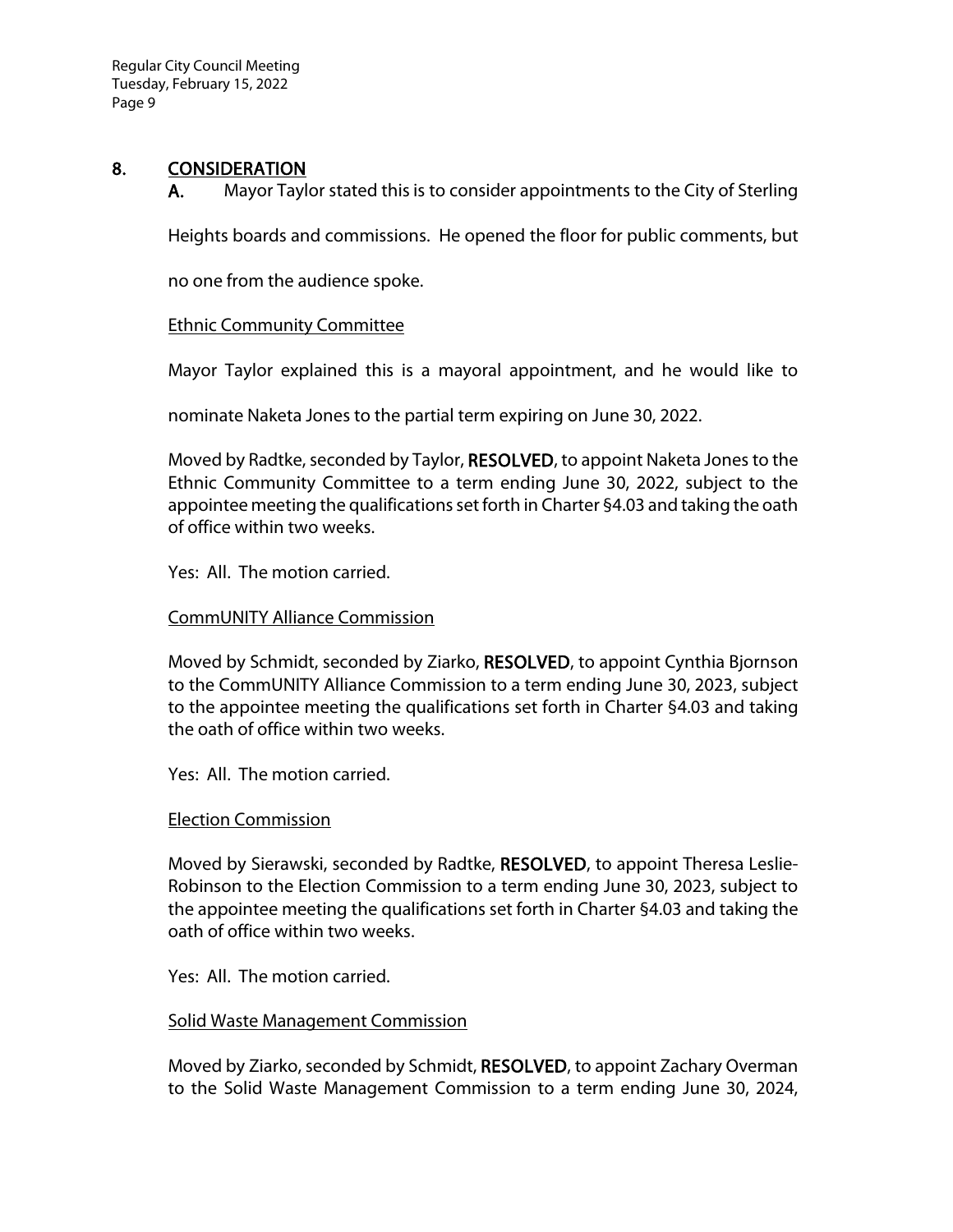## 8. CONSIDERATION

**A.** Mayor Taylor stated this is to consider appointments to the City of Sterling Heights boards and commissions. He opened the floor for public comments, but no one from the audience spoke.

Ethnic Community Committee

Mayor Taylor explained this is a mayoral appointment, and he would like to nominate Naketa Jones to the partial term expiring on June 30, 2022.

Moved by Radtke, seconded by Taylor, **RESOLVED**, to appoint Naketa Jones to the Ethnic Community Committee to a term ending June 30, 2022, subject to the appointee meeting the qualifications set forth in Charter §4.03 and taking the oath of office within two weeks.

Yes: All. The motion carried.

CommUNITY Alliance Commission

Moved by Schmidt, seconded by Ziarko, **RESOLVED**, to appoint Cynthia Bjornson to the CommUNITY Alliance Commission to a term ending June 30, 2023, subject to the appointee meeting the qualifications set forth in Charter §4.03 and taking the oath of office within two weeks.

Yes: All. The motion carried.

Election Commission

Moved by Sierawski, seconded by Radtke, **RESOLVED**, to appoint Theresa Leslie-Robinson to the Election Commission to a term ending June 30, 2023, subject to the appointee meeting the qualifications set forth in Charter §4.03 and taking the oath of office within two weeks.

Yes: All. The motion carried.

Solid Waste Management Commission

Moved by Ziarko, seconded by Schmidt, **RESOLVED**, to appoint Zachary Overman to the Solid Waste Management Commission to a term ending June 30, 2024,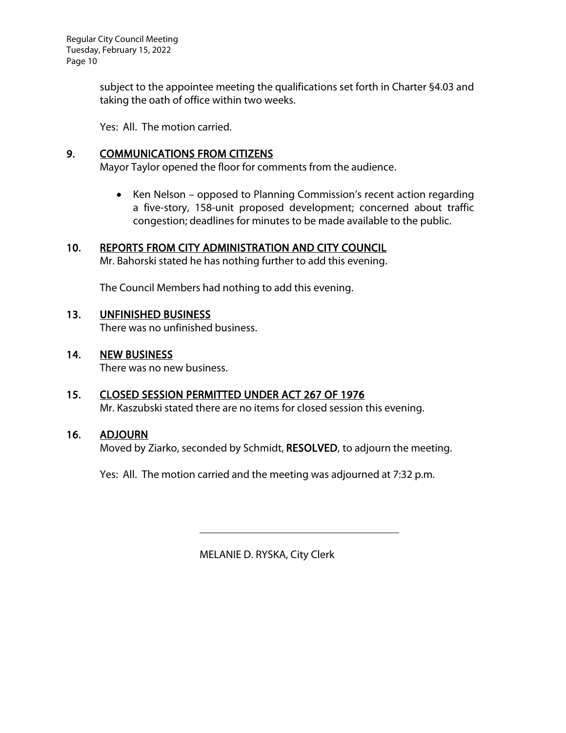subject to the appointee meeting the qualifications set forth in Charter §4.03 and taking the oath of office within two weeks.

Yes: All. The motion carried.

## 9. COMMUNICATIONS FROM CITIZENS

Mayor Taylor opened the floor for comments from the audience.

- Ken Nelson – opposed to Planning Commission's recent action regarding a five-story, 158-unit proposed development; concerned about traffic congestion; deadlines for minutes to be made available to the public.

## 10. REPORTS FROM CITY ADMINISTRATION AND CITY COUNCIL

Mr. Bahorski stated he has nothing further to add this evening.

The Council Members had nothing to add this evening.

## 13. UNFINISHED BUSINESS

There was no unfinished business.

## 14. NEW BUSINESS

There was no new business.

## 15. CLOSED SESSION PERMITTED UNDER ACT 267 OF 1976

Mr. Kaszubski stated there are no items for closed session this evening.

## 16. ADJOURN

Moved by Ziarko, seconded by Schmidt, **RESOLVED**, to adjourn the meeting.

Yes: All. The motion carried and the meeting was adjourned at 7:32 p.m.

MELANIE D. RYSKA, City Clerk